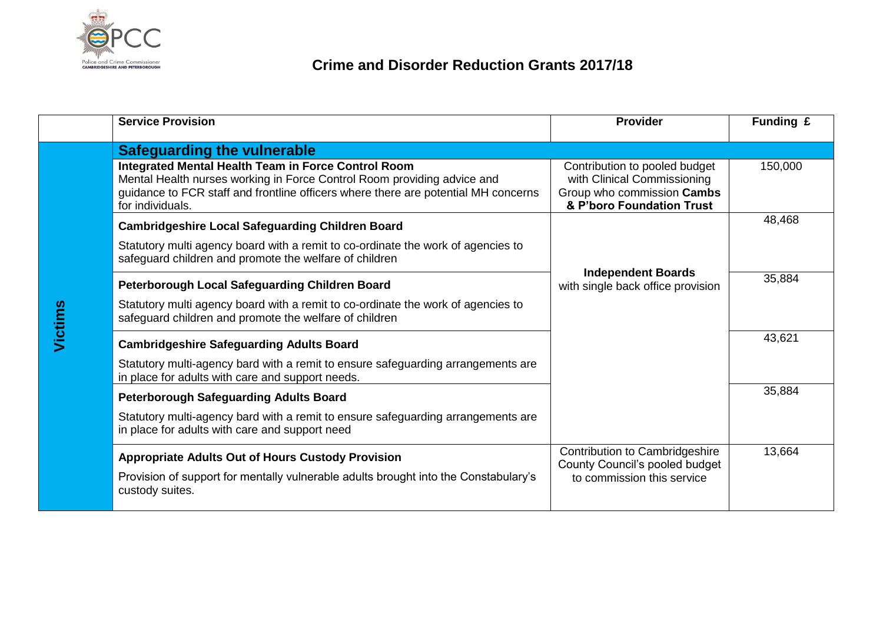# Crime and Disorder Reduction Grants 2017/18

| | Service Provision | Provider | Funding £ |
|---|---|---|---|
| **Victims** | **Safeguarding the vulnerable** | | |
| | **Integrated Mental Health Team in Force Control Room** Mental Health nurses working in Force Control Room providing advice and guidance to FCR staff and frontline officers where there are potential MH concerns for individuals. | Contribution to pooled budget with Clinical Commissioning Group who commission **Cambs & P'boro Foundation Trust** | 150,000 |
| | **Cambridgeshire Local Safeguarding Children Board** Statutory multi agency board with a remit to co-ordinate the work of agencies to safeguard children and promote the welfare of children | **Independent Boards** with single back office provision | 48,468 |
| | **Peterborough Local Safeguarding Children Board** Statutory multi agency board with a remit to co-ordinate the work of agencies to safeguard children and promote the welfare of children | | 35,884 |
| | **Cambridgeshire Safeguarding Adults Board** Statutory multi-agency bard with a remit to ensure safeguarding arrangements are in place for adults with care and support needs. | | 43,621 |
| | **Peterborough Safeguarding Adults Board** Statutory multi-agency bard with a remit to ensure safeguarding arrangements are in place for adults with care and support need | | 35,884 |
| | **Appropriate Adults Out of Hours Custody Provision** Provision of support for mentally vulnerable adults brought into the Constabulary's custody suites. | Contribution to Cambridgeshire County Council's pooled budget to commission this service | 13,664 |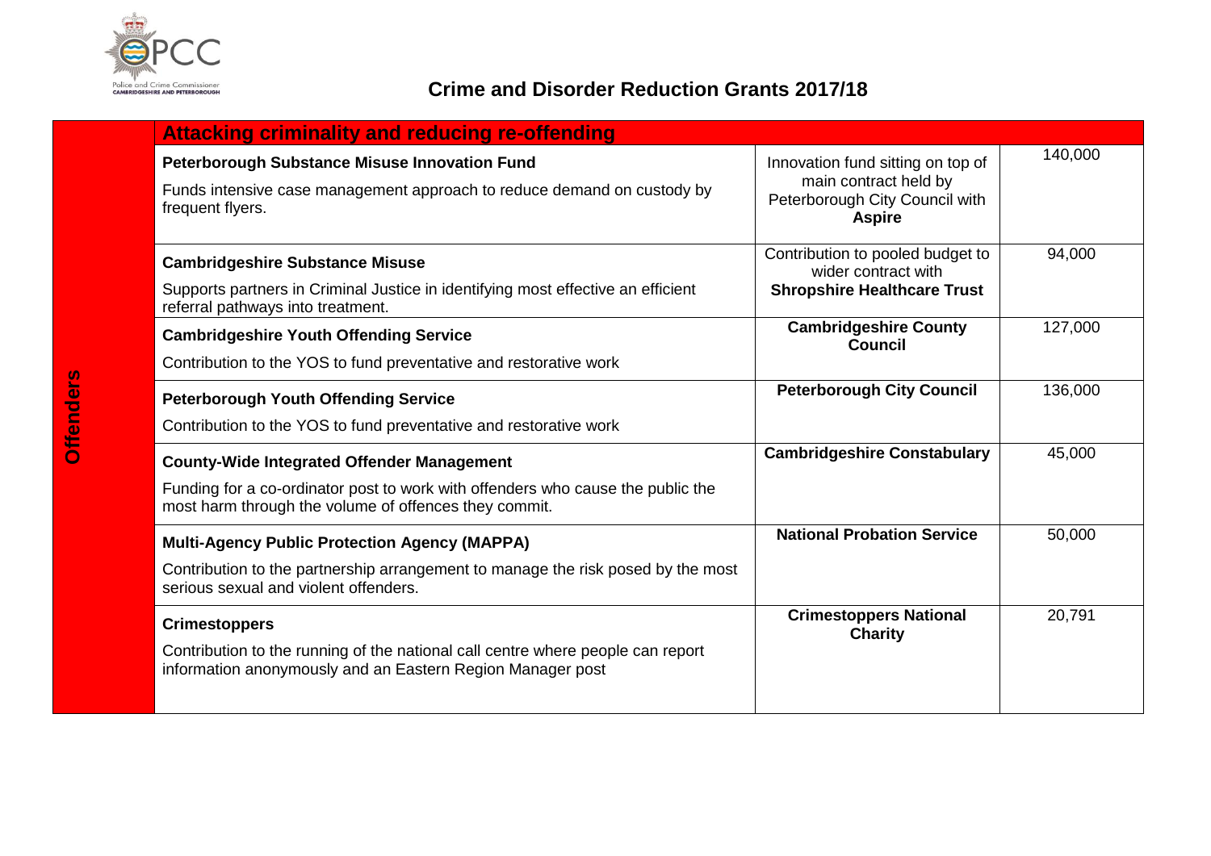# Crime and Disorder Reduction Grants 2017/18

**Offenders**

| Attacking criminality and reducing re-offending | | |
|---|---|---|
| **Peterborough Substance Misuse Innovation Fund**<br>Funds intensive case management approach to reduce demand on custody by frequent flyers. | Innovation fund sitting on top of main contract held by Peterborough City Council with **Aspire** | 140,000 |
| **Cambridgeshire Substance Misuse**<br>Supports partners in Criminal Justice in identifying most effective an efficient referral pathways into treatment. | Contribution to pooled budget to wider contract with **Shropshire Healthcare Trust** | 94,000 |
| **Cambridgeshire Youth Offending Service**<br>Contribution to the YOS to fund preventative and restorative work | **Cambridgeshire County Council** | 127,000 |
| **Peterborough Youth Offending Service**<br>Contribution to the YOS to fund preventative and restorative work | **Peterborough City Council** | 136,000 |
| **County-Wide Integrated Offender Management**<br>Funding for a co-ordinator post to work with offenders who cause the public the most harm through the volume of offences they commit. | **Cambridgeshire Constabulary** | 45,000 |
| **Multi-Agency Public Protection Agency (MAPPA)**<br>Contribution to the partnership arrangement to manage the risk posed by the most serious sexual and violent offenders. | **National Probation Service** | 50,000 |
| **Crimestoppers**<br>Contribution to the running of the national call centre where people can report information anonymously and an Eastern Region Manager post | **Crimestoppers National Charity** | 20,791 |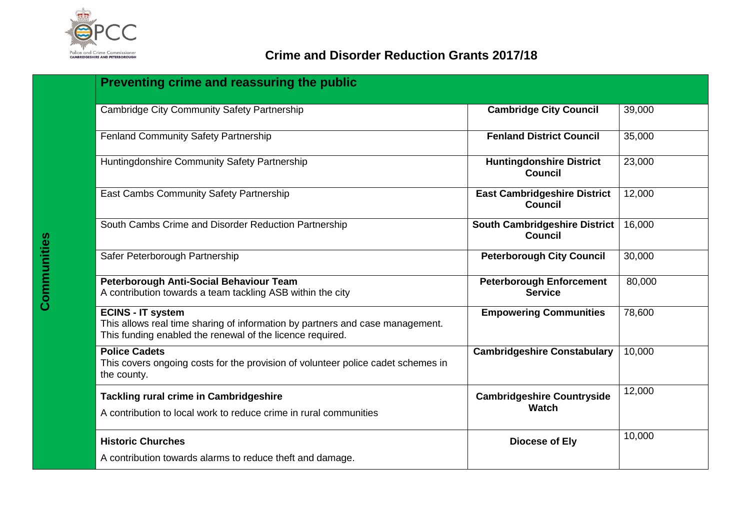# Crime and Disorder Reduction Grants 2017/18

| Communities | Preventing crime and reassuring the public | | |
|---|---|---|---|
| | Cambridge City Community Safety Partnership | **Cambridge City Council** | 39,000 |
| | Fenland Community Safety Partnership | **Fenland District Council** | 35,000 |
| | Huntingdonshire Community Safety Partnership | **Huntingdonshire District Council** | 23,000 |
| | East Cambs Community Safety Partnership | **East Cambridgeshire District Council** | 12,000 |
| | South Cambs Crime and Disorder Reduction Partnership | **South Cambridgeshire District Council** | 16,000 |
| | Safer Peterborough Partnership | **Peterborough City Council** | 30,000 |
| | **Peterborough Anti-Social Behaviour Team**<br>A contribution towards a team tackling ASB within the city | **Peterborough Enforcement Service** | 80,000 |
| | **ECINS - IT system**<br>This allows real time sharing of information by partners and case management. This funding enabled the renewal of the licence required. | **Empowering Communities** | 78,600 |
| | **Police Cadets**<br>This covers ongoing costs for the provision of volunteer police cadet schemes in the county. | **Cambridgeshire Constabulary** | 10,000 |
| | **Tackling rural crime in Cambridgeshire**<br>A contribution to local work to reduce crime in rural communities | **Cambridgeshire Countryside Watch** | 12,000 |
| | **Historic Churches**<br>A contribution towards alarms to reduce theft and damage. | **Diocese of Ely** | 10,000 |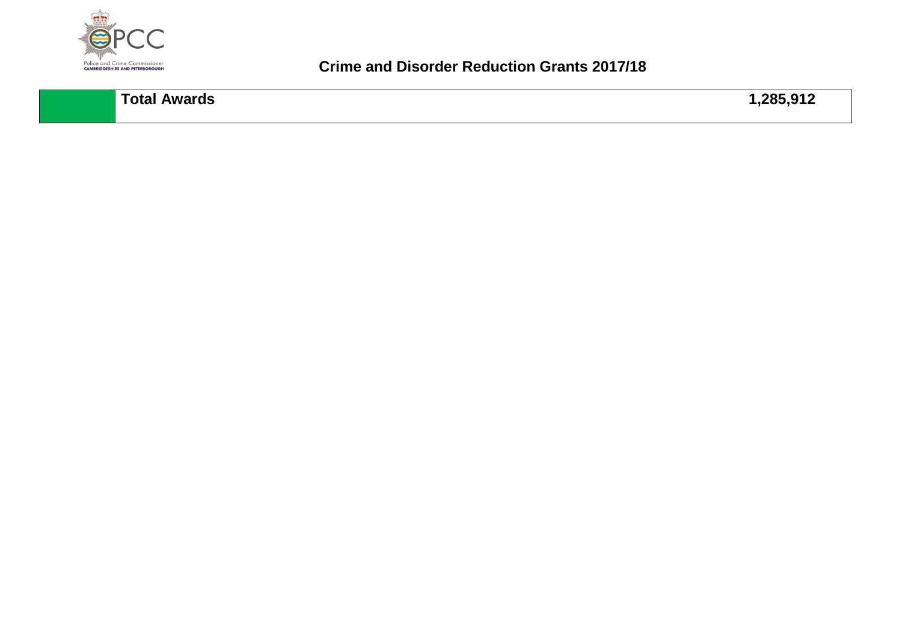## Crime and Disorder Reduction Grants 2017/18

| | | |
|---|---|---|
| | **Total Awards** | **1,285,912** |